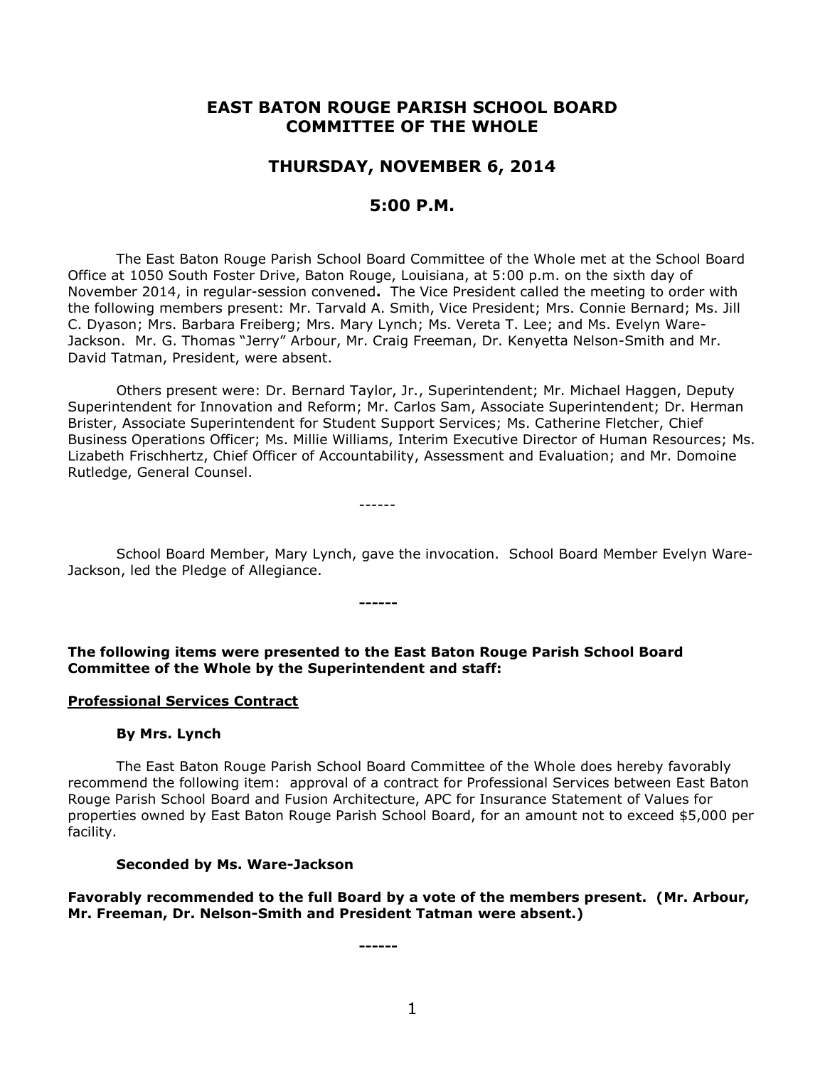# EAST BATON ROUGE PARISH SCHOOL BOARD COMMITTEE OF THE WHOLE

## THURSDAY, NOVEMBER 6, 2014

## 5:00 P.M.

The East Baton Rouge Parish School Board Committee of the Whole met at the School Board Office at 1050 South Foster Drive, Baton Rouge, Louisiana, at 5:00 p.m. on the sixth day of November 2014, in regular-session convened**.** The Vice President called the meeting to order with the following members present: Mr. Tarvald A. Smith, Vice President; Mrs. Connie Bernard; Ms. Jill C. Dyason; Mrs. Barbara Freiberg; Mrs. Mary Lynch; Ms. Vereta T. Lee; and Ms. Evelyn Ware-Jackson. Mr. G. Thomas "Jerry" Arbour, Mr. Craig Freeman, Dr. Kenyetta Nelson-Smith and Mr. David Tatman, President, were absent.

Others present were: Dr. Bernard Taylor, Jr., Superintendent; Mr. Michael Haggen, Deputy Superintendent for Innovation and Reform; Mr. Carlos Sam, Associate Superintendent; Dr. Herman Brister, Associate Superintendent for Student Support Services; Ms. Catherine Fletcher, Chief Business Operations Officer; Ms. Millie Williams, Interim Executive Director of Human Resources; Ms. Lizabeth Frischhertz, Chief Officer of Accountability, Assessment and Evaluation; and Mr. Domoine Rutledge, General Counsel.

------

School Board Member, Mary Lynch, gave the invocation. School Board Member Evelyn Ware-Jackson, led the Pledge of Allegiance.

**------**

**The following items were presented to the East Baton Rouge Parish School Board Committee of the Whole by the Superintendent and staff:**

**<u>Professional Services Contract</u>**

**By Mrs. Lynch**

The East Baton Rouge Parish School Board Committee of the Whole does hereby favorably recommend the following item: approval of a contract for Professional Services between East Baton Rouge Parish School Board and Fusion Architecture, APC for Insurance Statement of Values for properties owned by East Baton Rouge Parish School Board, for an amount not to exceed $5,000 per facility.

**Seconded by Ms. Ware-Jackson**

**Favorably recommended to the full Board by a vote of the members present. (Mr. Arbour, Mr. Freeman, Dr. Nelson-Smith and President Tatman were absent.)**

**------**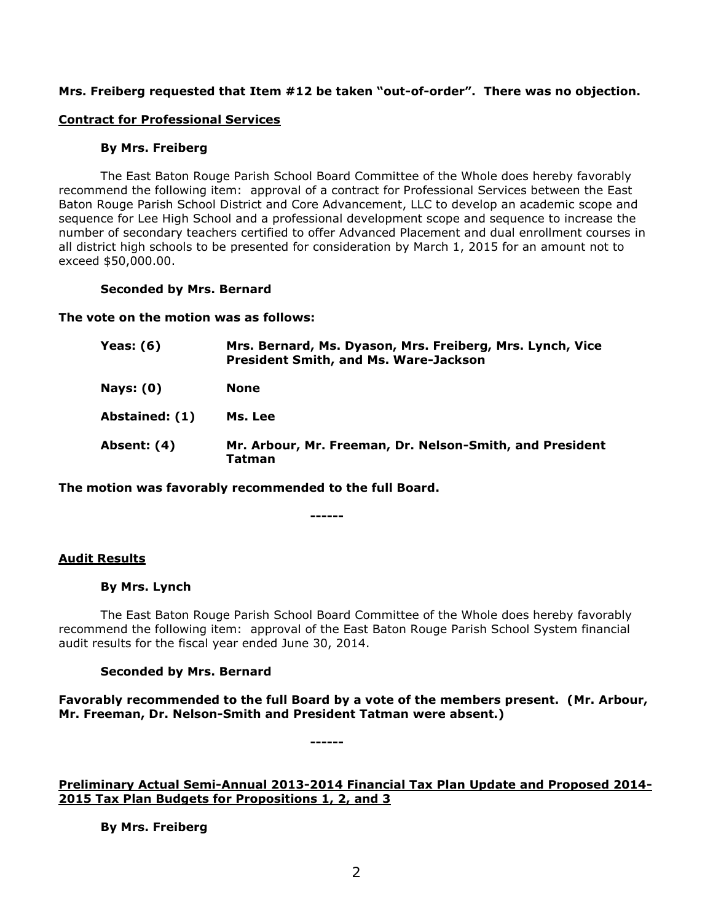**Mrs. Freiberg requested that Item #12 be taken "out-of-order". There was no objection.**

**Contract for Professional Services**

**By Mrs. Freiberg**

The East Baton Rouge Parish School Board Committee of the Whole does hereby favorably recommend the following item: approval of a contract for Professional Services between the East Baton Rouge Parish School District and Core Advancement, LLC to develop an academic scope and sequence for Lee High School and a professional development scope and sequence to increase the number of secondary teachers certified to offer Advanced Placement and dual enrollment courses in all district high schools to be presented for consideration by March 1, 2015 for an amount not to exceed $50,000.00.

**Seconded by Mrs. Bernard**

**The vote on the motion was as follows:**

| | |
|---|---|
| **Yeas: (6)** | **Mrs. Bernard, Ms. Dyason, Mrs. Freiberg, Mrs. Lynch, Vice President Smith, and Ms. Ware-Jackson** |
| **Nays: (0)** | **None** |
| **Abstained: (1)** | **Ms. Lee** |
| **Absent: (4)** | **Mr. Arbour, Mr. Freeman, Dr. Nelson-Smith, and President Tatman** |

**The motion was favorably recommended to the full Board.**

------

**Audit Results**

**By Mrs. Lynch**

The East Baton Rouge Parish School Board Committee of the Whole does hereby favorably recommend the following item: approval of the East Baton Rouge Parish School System financial audit results for the fiscal year ended June 30, 2014.

**Seconded by Mrs. Bernard**

**Favorably recommended to the full Board by a vote of the members present. (Mr. Arbour, Mr. Freeman, Dr. Nelson-Smith and President Tatman were absent.)**

------

**Preliminary Actual Semi-Annual 2013-2014 Financial Tax Plan Update and Proposed 2014-2015 Tax Plan Budgets for Propositions 1, 2, and 3**

**By Mrs. Freiberg**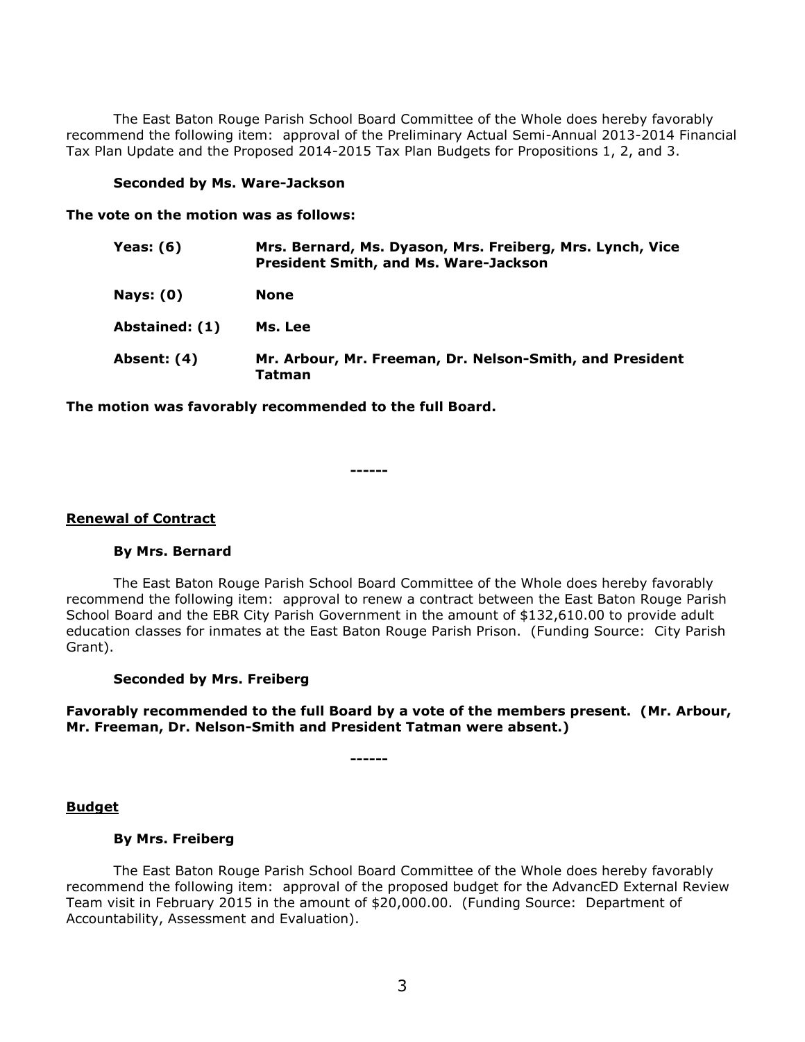The East Baton Rouge Parish School Board Committee of the Whole does hereby favorably recommend the following item: approval of the Preliminary Actual Semi-Annual 2013-2014 Financial Tax Plan Update and the Proposed 2014-2015 Tax Plan Budgets for Propositions 1, 2, and 3.

**Seconded by Ms. Ware-Jackson**

**The vote on the motion was as follows:**

| | |
|---|---|
| **Yeas: (6)** | **Mrs. Bernard, Ms. Dyason, Mrs. Freiberg, Mrs. Lynch, Vice President Smith, and Ms. Ware-Jackson** |
| **Nays: (0)** | **None** |
| **Abstained: (1)** | **Ms. Lee** |
| **Absent: (4)** | **Mr. Arbour, Mr. Freeman, Dr. Nelson-Smith, and President Tatman** |

**The motion was favorably recommended to the full Board.**

**------**

**Renewal of Contract**

**By Mrs. Bernard**

The East Baton Rouge Parish School Board Committee of the Whole does hereby favorably recommend the following item: approval to renew a contract between the East Baton Rouge Parish School Board and the EBR City Parish Government in the amount of $132,610.00 to provide adult education classes for inmates at the East Baton Rouge Parish Prison. (Funding Source: City Parish Grant).

**Seconded by Mrs. Freiberg**

**Favorably recommended to the full Board by a vote of the members present. (Mr. Arbour, Mr. Freeman, Dr. Nelson-Smith and President Tatman were absent.)**

**------**

**Budget**

**By Mrs. Freiberg**

The East Baton Rouge Parish School Board Committee of the Whole does hereby favorably recommend the following item: approval of the proposed budget for the AdvancED External Review Team visit in February 2015 in the amount of $20,000.00. (Funding Source: Department of Accountability, Assessment and Evaluation).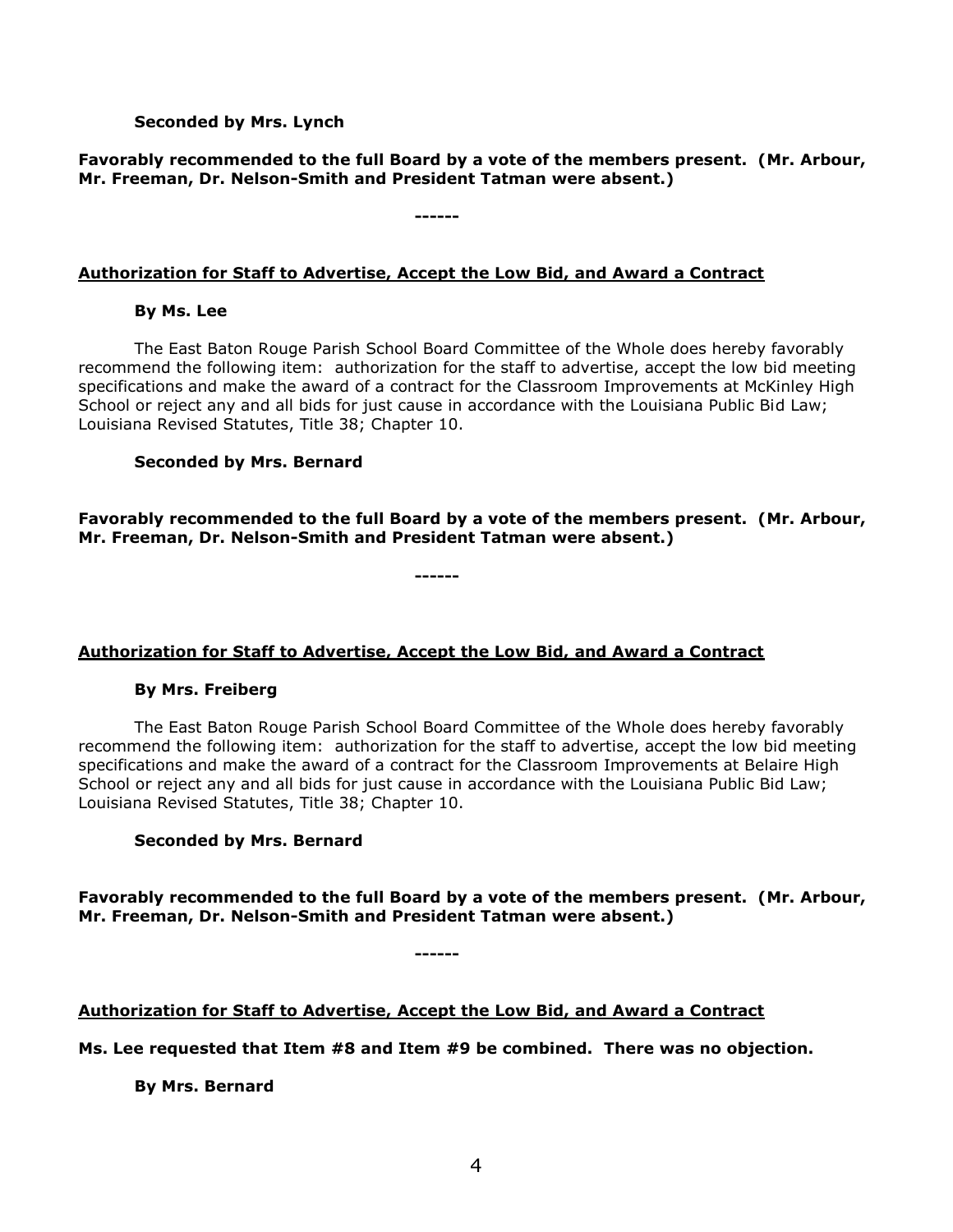**Seconded by Mrs. Lynch**

**Favorably recommended to the full Board by a vote of the members present. (Mr. Arbour, Mr. Freeman, Dr. Nelson-Smith and President Tatman were absent.)**

**------**

**<u>Authorization for Staff to Advertise, Accept the Low Bid, and Award a Contract</u>**

**By Ms. Lee**

The East Baton Rouge Parish School Board Committee of the Whole does hereby favorably recommend the following item: authorization for the staff to advertise, accept the low bid meeting specifications and make the award of a contract for the Classroom Improvements at McKinley High School or reject any and all bids for just cause in accordance with the Louisiana Public Bid Law; Louisiana Revised Statutes, Title 38; Chapter 10.

**Seconded by Mrs. Bernard**

**Favorably recommended to the full Board by a vote of the members present. (Mr. Arbour, Mr. Freeman, Dr. Nelson-Smith and President Tatman were absent.)**

**------**

**<u>Authorization for Staff to Advertise, Accept the Low Bid, and Award a Contract</u>**

**By Mrs. Freiberg**

The East Baton Rouge Parish School Board Committee of the Whole does hereby favorably recommend the following item: authorization for the staff to advertise, accept the low bid meeting specifications and make the award of a contract for the Classroom Improvements at Belaire High School or reject any and all bids for just cause in accordance with the Louisiana Public Bid Law; Louisiana Revised Statutes, Title 38; Chapter 10.

**Seconded by Mrs. Bernard**

**Favorably recommended to the full Board by a vote of the members present. (Mr. Arbour, Mr. Freeman, Dr. Nelson-Smith and President Tatman were absent.)**

**------**

**<u>Authorization for Staff to Advertise, Accept the Low Bid, and Award a Contract</u>**

**Ms. Lee requested that Item #8 and Item #9 be combined. There was no objection.**

**By Mrs. Bernard**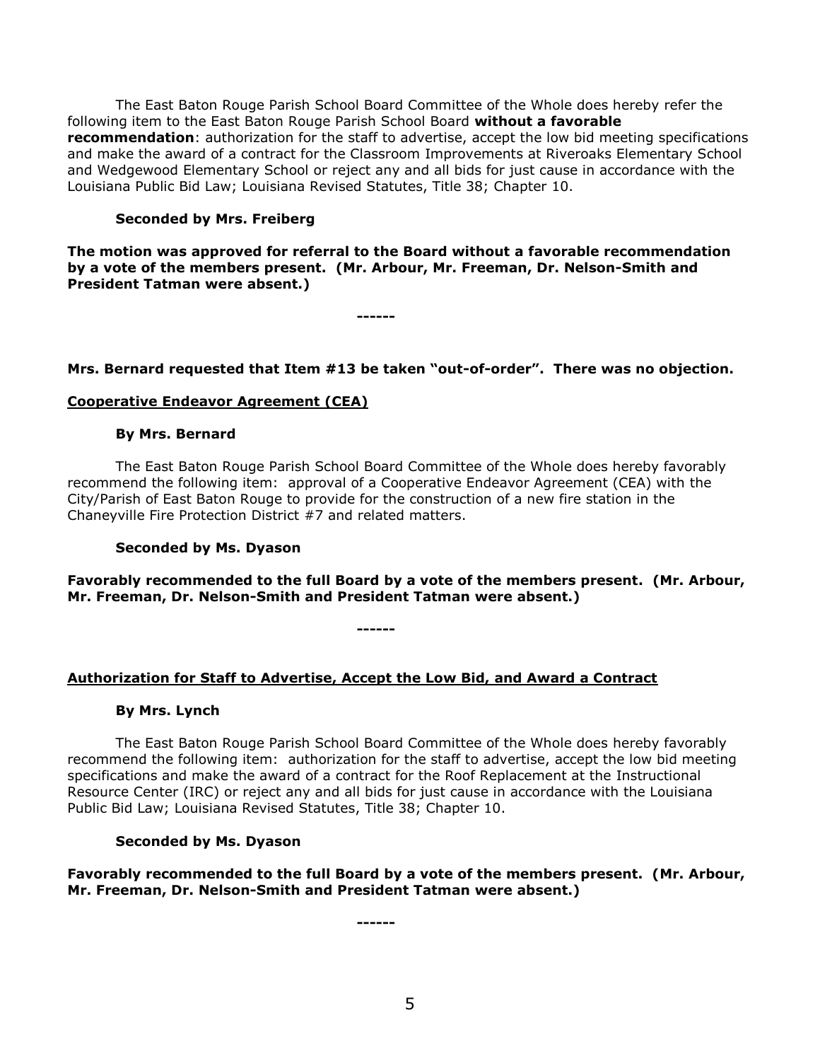The East Baton Rouge Parish School Board Committee of the Whole does hereby refer the following item to the East Baton Rouge Parish School Board **without a favorable recommendation**: authorization for the staff to advertise, accept the low bid meeting specifications and make the award of a contract for the Classroom Improvements at Riveroaks Elementary School and Wedgewood Elementary School or reject any and all bids for just cause in accordance with the Louisiana Public Bid Law; Louisiana Revised Statutes, Title 38; Chapter 10.

**Seconded by Mrs. Freiberg**

**The motion was approved for referral to the Board without a favorable recommendation by a vote of the members present. (Mr. Arbour, Mr. Freeman, Dr. Nelson-Smith and President Tatman were absent.)**

**------**

**Mrs. Bernard requested that Item #13 be taken "out-of-order". There was no objection.**

**<u>Cooperative Endeavor Agreement (CEA)</u>**

**By Mrs. Bernard**

The East Baton Rouge Parish School Board Committee of the Whole does hereby favorably recommend the following item: approval of a Cooperative Endeavor Agreement (CEA) with the City/Parish of East Baton Rouge to provide for the construction of a new fire station in the Chaneyville Fire Protection District #7 and related matters.

**Seconded by Ms. Dyason**

**Favorably recommended to the full Board by a vote of the members present. (Mr. Arbour, Mr. Freeman, Dr. Nelson-Smith and President Tatman were absent.)**

**------**

**<u>Authorization for Staff to Advertise, Accept the Low Bid, and Award a Contract</u>**

**By Mrs. Lynch**

The East Baton Rouge Parish School Board Committee of the Whole does hereby favorably recommend the following item: authorization for the staff to advertise, accept the low bid meeting specifications and make the award of a contract for the Roof Replacement at the Instructional Resource Center (IRC) or reject any and all bids for just cause in accordance with the Louisiana Public Bid Law; Louisiana Revised Statutes, Title 38; Chapter 10.

**Seconded by Ms. Dyason**

**Favorably recommended to the full Board by a vote of the members present. (Mr. Arbour, Mr. Freeman, Dr. Nelson-Smith and President Tatman were absent.)**

**------**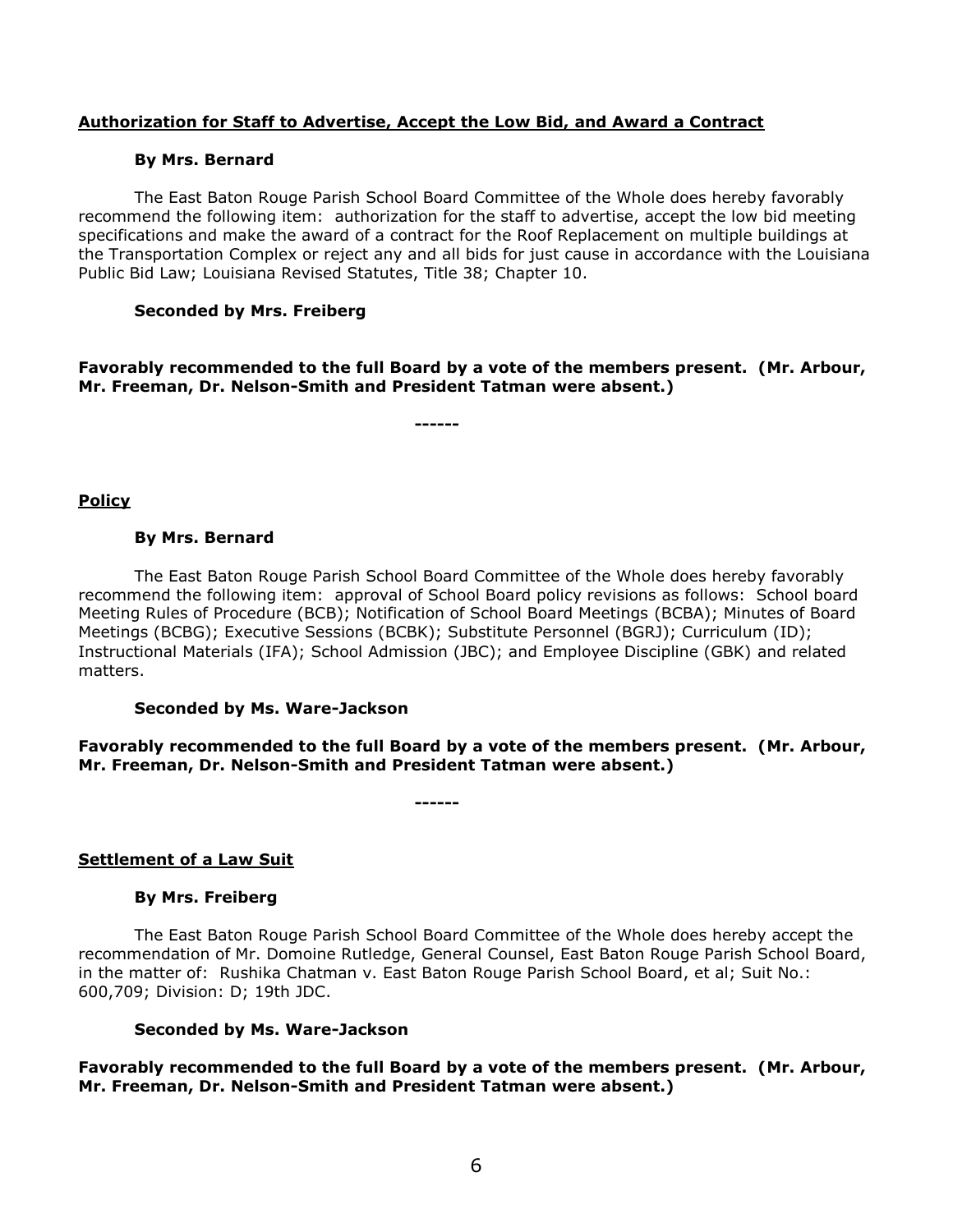**Authorization for Staff to Advertise, Accept the Low Bid, and Award a Contract**

**By Mrs. Bernard**

The East Baton Rouge Parish School Board Committee of the Whole does hereby favorably recommend the following item: authorization for the staff to advertise, accept the low bid meeting specifications and make the award of a contract for the Roof Replacement on multiple buildings at the Transportation Complex or reject any and all bids for just cause in accordance with the Louisiana Public Bid Law; Louisiana Revised Statutes, Title 38; Chapter 10.

**Seconded by Mrs. Freiberg**

**Favorably recommended to the full Board by a vote of the members present. (Mr. Arbour, Mr. Freeman, Dr. Nelson-Smith and President Tatman were absent.)**

**------**

**Policy**

**By Mrs. Bernard**

The East Baton Rouge Parish School Board Committee of the Whole does hereby favorably recommend the following item: approval of School Board policy revisions as follows: School board Meeting Rules of Procedure (BCB); Notification of School Board Meetings (BCBA); Minutes of Board Meetings (BCBG); Executive Sessions (BCBK); Substitute Personnel (BGRJ); Curriculum (ID); Instructional Materials (IFA); School Admission (JBC); and Employee Discipline (GBK) and related matters.

**Seconded by Ms. Ware-Jackson**

**Favorably recommended to the full Board by a vote of the members present. (Mr. Arbour, Mr. Freeman, Dr. Nelson-Smith and President Tatman were absent.)**

**------**

**Settlement of a Law Suit**

**By Mrs. Freiberg**

The East Baton Rouge Parish School Board Committee of the Whole does hereby accept the recommendation of Mr. Domoine Rutledge, General Counsel, East Baton Rouge Parish School Board, in the matter of: Rushika Chatman v. East Baton Rouge Parish School Board, et al; Suit No.: 600,709; Division: D; 19th JDC.

**Seconded by Ms. Ware-Jackson**

**Favorably recommended to the full Board by a vote of the members present. (Mr. Arbour, Mr. Freeman, Dr. Nelson-Smith and President Tatman were absent.)**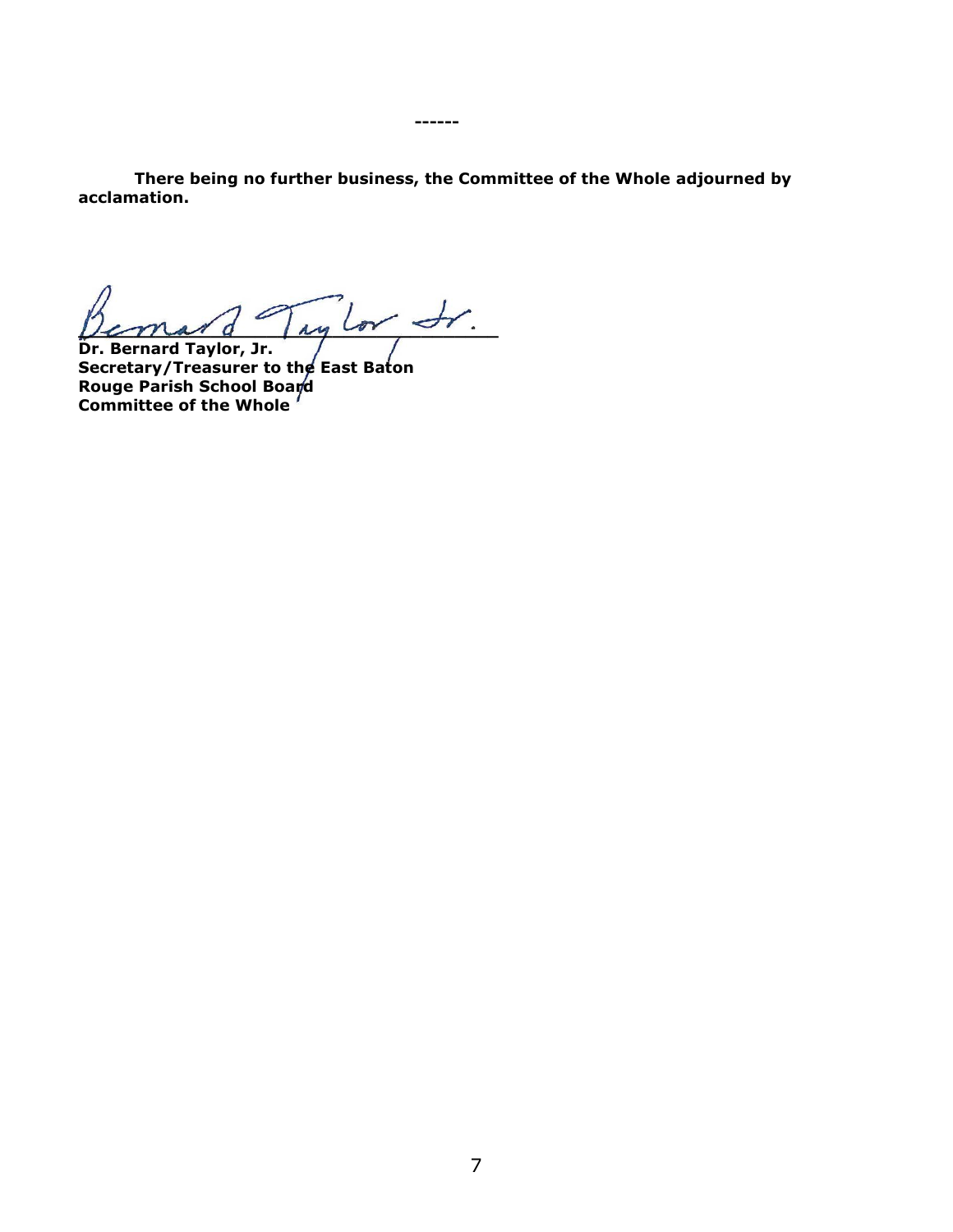------

**There being no further business, the Committee of the Whole adjourned by acclamation.**

**Dr. Bernard Taylor, Jr.**
**Secretary/Treasurer to the East Baton Rouge Parish School Board**
**Committee of the Whole**